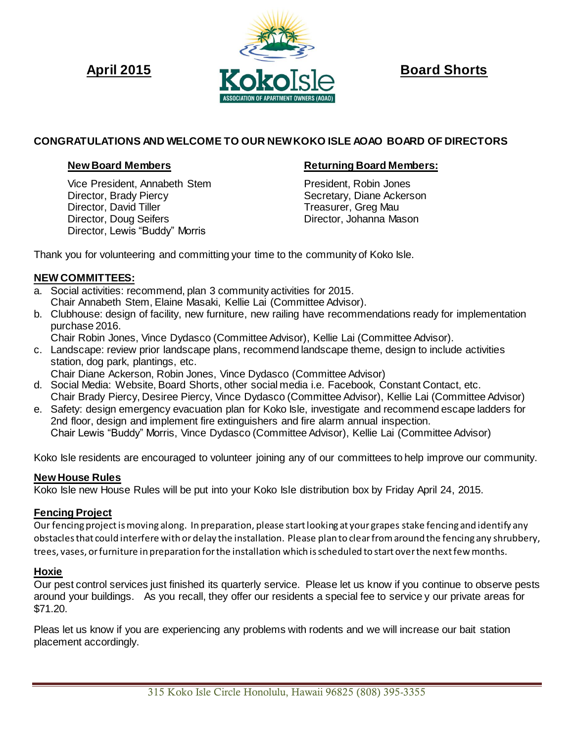**April 2015** **KokoIsle** ASSOCIATION OF APARTMENT OWNERS (AOAO) **Board Shorts**

**CONGRATULATIONS AND WELCOME TO OUR NEW KOKO ISLE AOAO BOARD OF DIRECTORS**

**New Board Members**

Vice President, Annabeth Stem
Director, Brady Piercy
Director, David Tiller
Director, Doug Seifers
Director, Lewis "Buddy" Morris

**Returning Board Members:**

President, Robin Jones
Secretary, Diane Ackerson
Treasurer, Greg Mau
Director, Johanna Mason

Thank you for volunteering and committing your time to the community of Koko Isle.

**NEW COMMITTEES:**

a. Social activities: recommend, plan 3 community activities for 2015.
   Chair Annabeth Stem, Elaine Masaki, Kellie Lai (Committee Advisor).
b. Clubhouse: design of facility, new furniture, new railing have recommendations ready for implementation purchase 2016.
   Chair Robin Jones, Vince Dydasco (Committee Advisor), Kellie Lai (Committee Advisor).
c. Landscape: review prior landscape plans, recommend landscape theme, design to include activities station, dog park, plantings, etc.
   Chair Diane Ackerson, Robin Jones, Vince Dydasco (Committee Advisor)
d. Social Media: Website, Board Shorts, other social media i.e. Facebook, Constant Contact, etc.
   Chair Brady Piercy, Desiree Piercy, Vince Dydasco (Committee Advisor), Kellie Lai (Committee Advisor)
e. Safety: design emergency evacuation plan for Koko Isle, investigate and recommend escape ladders for 2nd floor, design and implement fire extinguishers and fire alarm annual inspection.
   Chair Lewis "Buddy" Morris, Vince Dydasco (Committee Advisor), Kellie Lai (Committee Advisor)

Koko Isle residents are encouraged to volunteer joining any of our committees to help improve our community.

**New House Rules**

Koko Isle new House Rules will be put into your Koko Isle distribution box by Friday April 24, 2015.

**Fencing Project**

Our fencing project is moving along. In preparation, please start looking at your grapes stake fencing and identify any obstacles that could interfere with or delay the installation. Please plan to clear from around the fencing any shrubbery, trees, vases, or furniture in preparation for the installation which is scheduled to start over the next few months.

**Hoxie**

Our pest control services just finished its quarterly service. Please let us know if you continue to observe pests around your buildings. As you recall, they offer our residents a special fee to service y our private areas for $71.20.

Pleas let us know if you are experiencing any problems with rodents and we will increase our bait station placement accordingly.

315 Koko Isle Circle Honolulu, Hawaii 96825 (808) 395-3355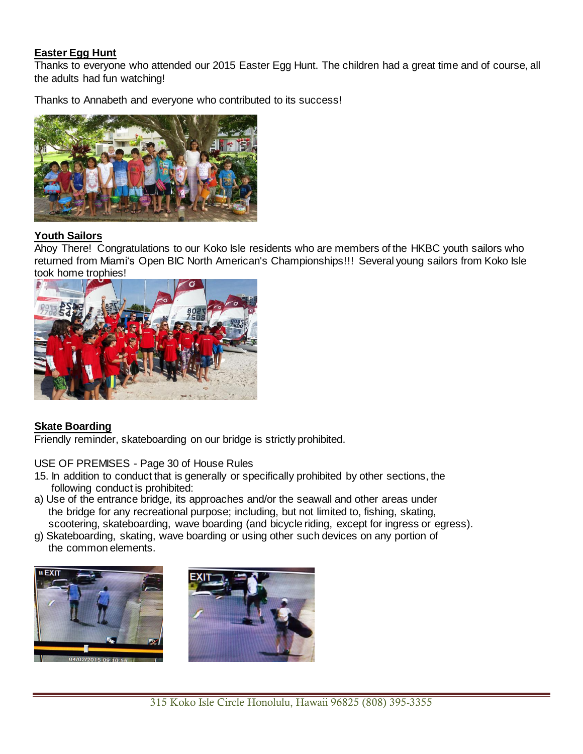## Easter Egg Hunt

Thanks to everyone who attended our 2015 Easter Egg Hunt. The children had a great time and of course, all the adults had fun watching!

Thanks to Annabeth and everyone who contributed to its success!

## Youth Sailors

Ahoy There! Congratulations to our Koko Isle residents who are members of the HKBC youth sailors who returned from Miami's Open BIC North American's Championships!!! Several young sailors from Koko Isle took home trophies!

## Skate Boarding

Friendly reminder, skateboarding on our bridge is strictly prohibited.

USE OF PREMISES - Page 30 of House Rules

15. In addition to conduct that is generally or specifically prohibited by other sections, the following conduct is prohibited:

a) Use of the entrance bridge, its approaches and/or the seawall and other areas under the bridge for any recreational purpose; including, but not limited to, fishing, skating, scootering, skateboarding, wave boarding (and bicycle riding, except for ingress or egress).

g) Skateboarding, skating, wave boarding or using other such devices on any portion of the common elements.